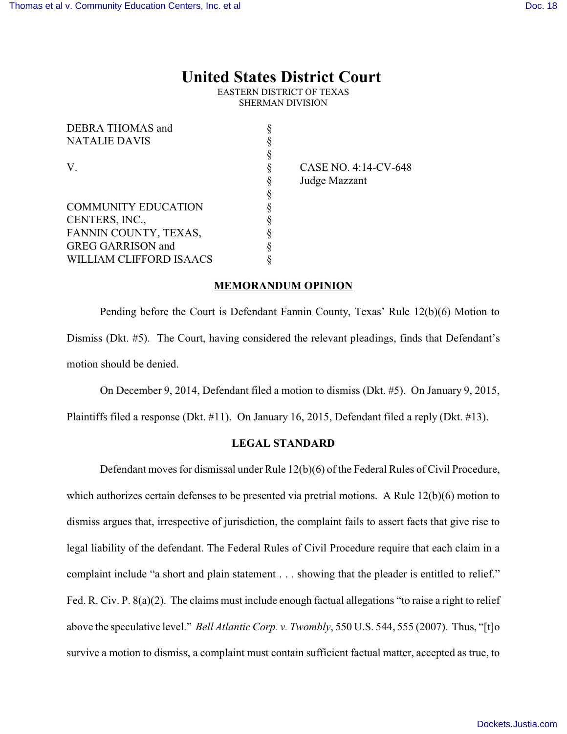# United States District Court

EASTERN DISTRICT OF TEXAS
SHERMAN DIVISION

| | | |
|---|---|---|
| DEBRA THOMAS and NATALIE DAVIS | § | |
| V. | § | CASE NO. 4:14-CV-648 Judge Mazzant |
| COMMUNITY EDUCATION CENTERS, INC., FANNIN COUNTY, TEXAS, GREG GARRISON and WILLIAM CLIFFORD ISAACS | § | |

## MEMORANDUM OPINION

Pending before the Court is Defendant Fannin County, Texas' Rule 12(b)(6) Motion to Dismiss (Dkt. #5). The Court, having considered the relevant pleadings, finds that Defendant's motion should be denied.

On December 9, 2014, Defendant filed a motion to dismiss (Dkt. #5). On January 9, 2015, Plaintiffs filed a response (Dkt. #11). On January 16, 2015, Defendant filed a reply (Dkt. #13).

## LEGAL STANDARD

Defendant moves for dismissal under Rule 12(b)(6) of the Federal Rules of Civil Procedure, which authorizes certain defenses to be presented via pretrial motions. A Rule 12(b)(6) motion to dismiss argues that, irrespective of jurisdiction, the complaint fails to assert facts that give rise to legal liability of the defendant. The Federal Rules of Civil Procedure require that each claim in a complaint include "a short and plain statement . . . showing that the pleader is entitled to relief." Fed. R. Civ. P. 8(a)(2). The claims must include enough factual allegations "to raise a right to relief above the speculative level." *Bell Atlantic Corp. v. Twombly*, 550 U.S. 544, 555 (2007). Thus, "[t]o survive a motion to dismiss, a complaint must contain sufficient factual matter, accepted as true, to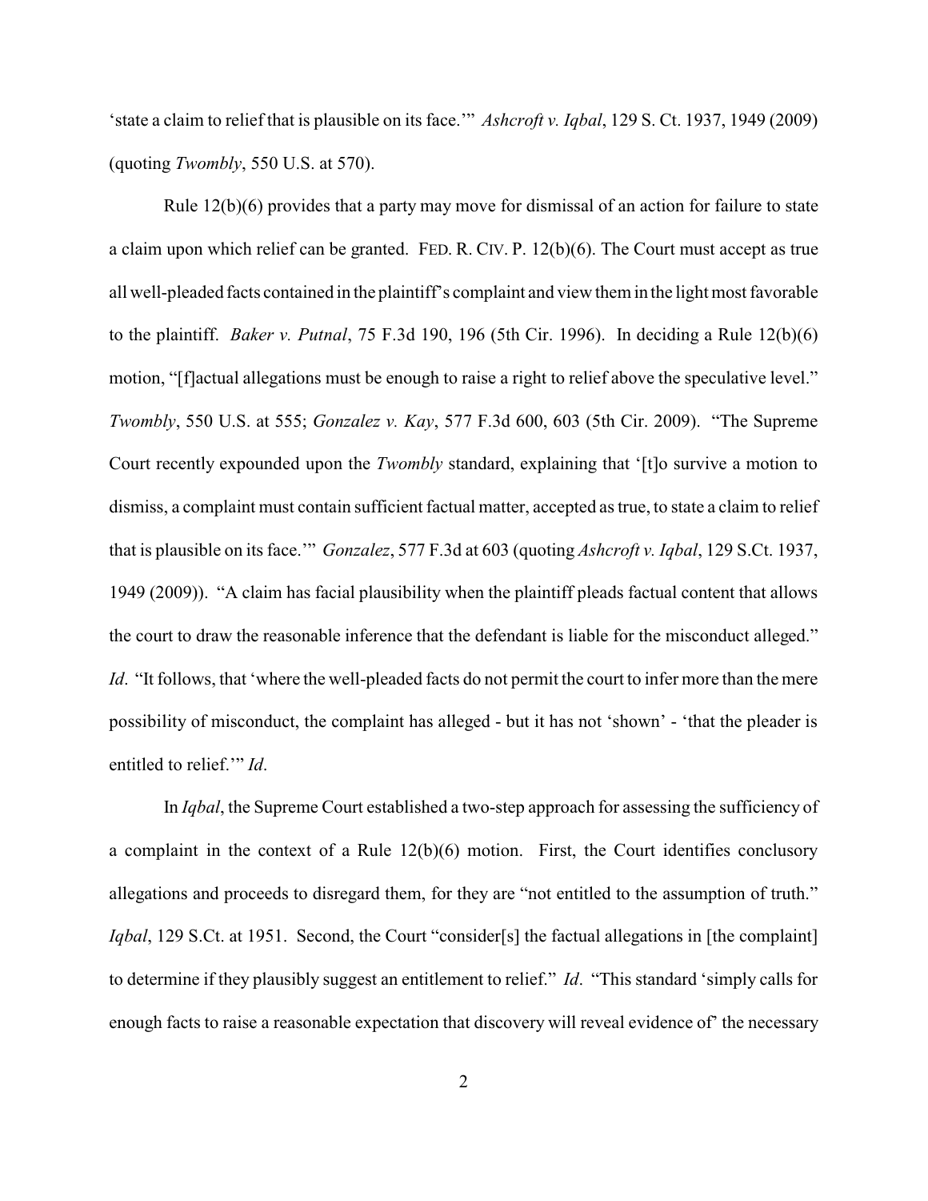'state a claim to relief that is plausible on its face.'" *Ashcroft v. Iqbal*, 129 S. Ct. 1937, 1949 (2009) (quoting *Twombly*, 550 U.S. at 570).

Rule 12(b)(6) provides that a party may move for dismissal of an action for failure to state a claim upon which relief can be granted. FED. R. CIV. P. 12(b)(6). The Court must accept as true all well-pleaded facts contained in the plaintiff's complaint and view them in the light most favorable to the plaintiff. *Baker v. Putnal*, 75 F.3d 190, 196 (5th Cir. 1996). In deciding a Rule 12(b)(6) motion, "[f]actual allegations must be enough to raise a right to relief above the speculative level." *Twombly*, 550 U.S. at 555; *Gonzalez v. Kay*, 577 F.3d 600, 603 (5th Cir. 2009). "The Supreme Court recently expounded upon the *Twombly* standard, explaining that '[t]o survive a motion to dismiss, a complaint must contain sufficient factual matter, accepted as true, to state a claim to relief that is plausible on its face.'" *Gonzalez*, 577 F.3d at 603 (quoting *Ashcroft v. Iqbal*, 129 S.Ct. 1937, 1949 (2009)). "A claim has facial plausibility when the plaintiff pleads factual content that allows the court to draw the reasonable inference that the defendant is liable for the misconduct alleged." *Id*. "It follows, that 'where the well-pleaded facts do not permit the court to infer more than the mere possibility of misconduct, the complaint has alleged - but it has not 'shown' - 'that the pleader is entitled to relief.'" *Id*.

In *Iqbal*, the Supreme Court established a two-step approach for assessing the sufficiency of a complaint in the context of a Rule 12(b)(6) motion. First, the Court identifies conclusory allegations and proceeds to disregard them, for they are "not entitled to the assumption of truth." *Iqbal*, 129 S.Ct. at 1951. Second, the Court "consider[s] the factual allegations in [the complaint] to determine if they plausibly suggest an entitlement to relief." *Id*. "This standard 'simply calls for enough facts to raise a reasonable expectation that discovery will reveal evidence of' the necessary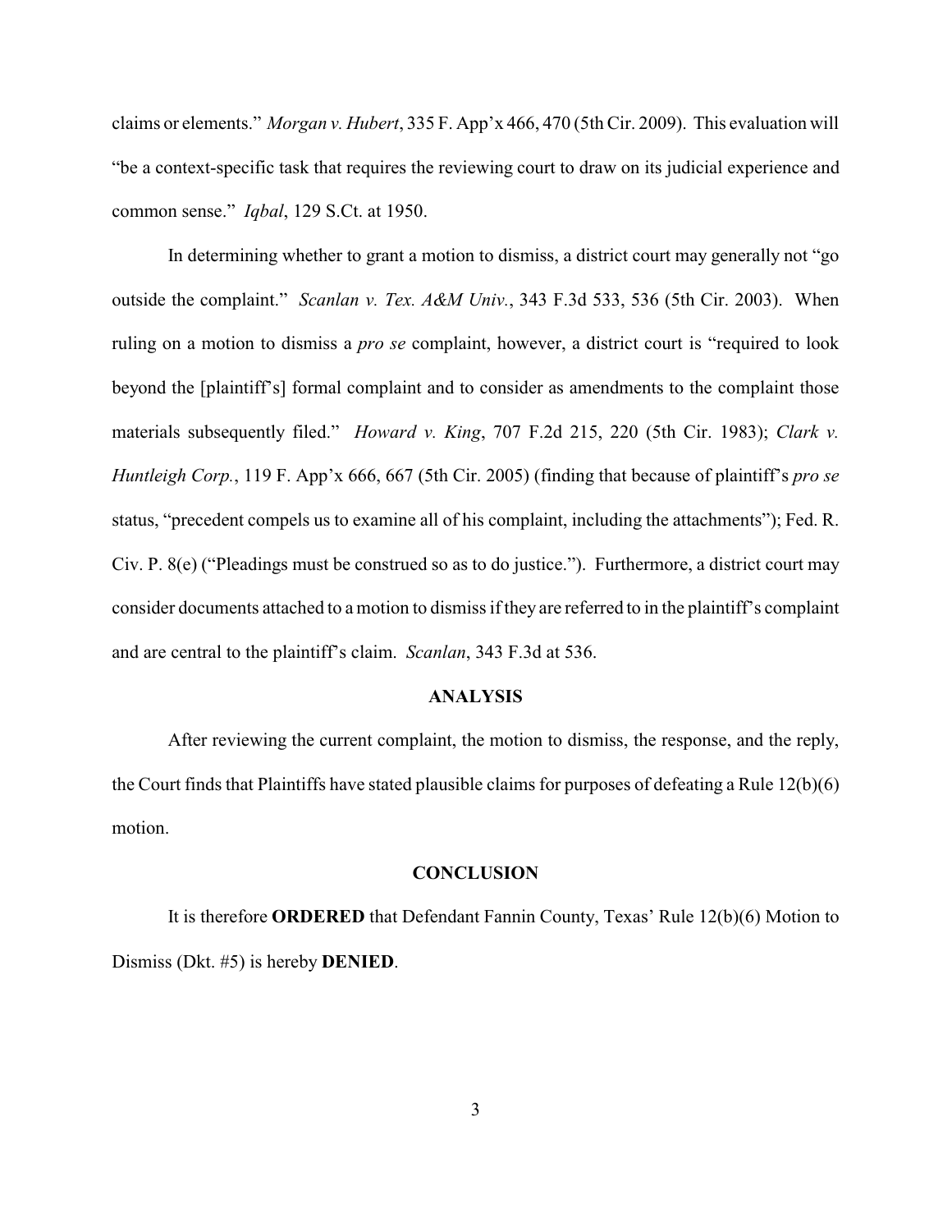claims or elements." *Morgan v. Hubert*, 335 F. App'x 466, 470 (5th Cir. 2009). This evaluation will "be a context-specific task that requires the reviewing court to draw on its judicial experience and common sense." *Iqbal*, 129 S.Ct. at 1950.

In determining whether to grant a motion to dismiss, a district court may generally not "go outside the complaint." *Scanlan v. Tex. A&M Univ.*, 343 F.3d 533, 536 (5th Cir. 2003). When ruling on a motion to dismiss a *pro se* complaint, however, a district court is "required to look beyond the [plaintiff's] formal complaint and to consider as amendments to the complaint those materials subsequently filed." *Howard v. King*, 707 F.2d 215, 220 (5th Cir. 1983); *Clark v. Huntleigh Corp.*, 119 F. App'x 666, 667 (5th Cir. 2005) (finding that because of plaintiff's *pro se* status, "precedent compels us to examine all of his complaint, including the attachments"); Fed. R. Civ. P. 8(e) ("Pleadings must be construed so as to do justice."). Furthermore, a district court may consider documents attached to a motion to dismiss if they are referred to in the plaintiff's complaint and are central to the plaintiff's claim. *Scanlan*, 343 F.3d at 536.

## ANALYSIS

After reviewing the current complaint, the motion to dismiss, the response, and the reply, the Court finds that Plaintiffs have stated plausible claims for purposes of defeating a Rule 12(b)(6) motion.

## CONCLUSION

It is therefore **ORDERED** that Defendant Fannin County, Texas' Rule 12(b)(6) Motion to Dismiss (Dkt. #5) is hereby **DENIED**.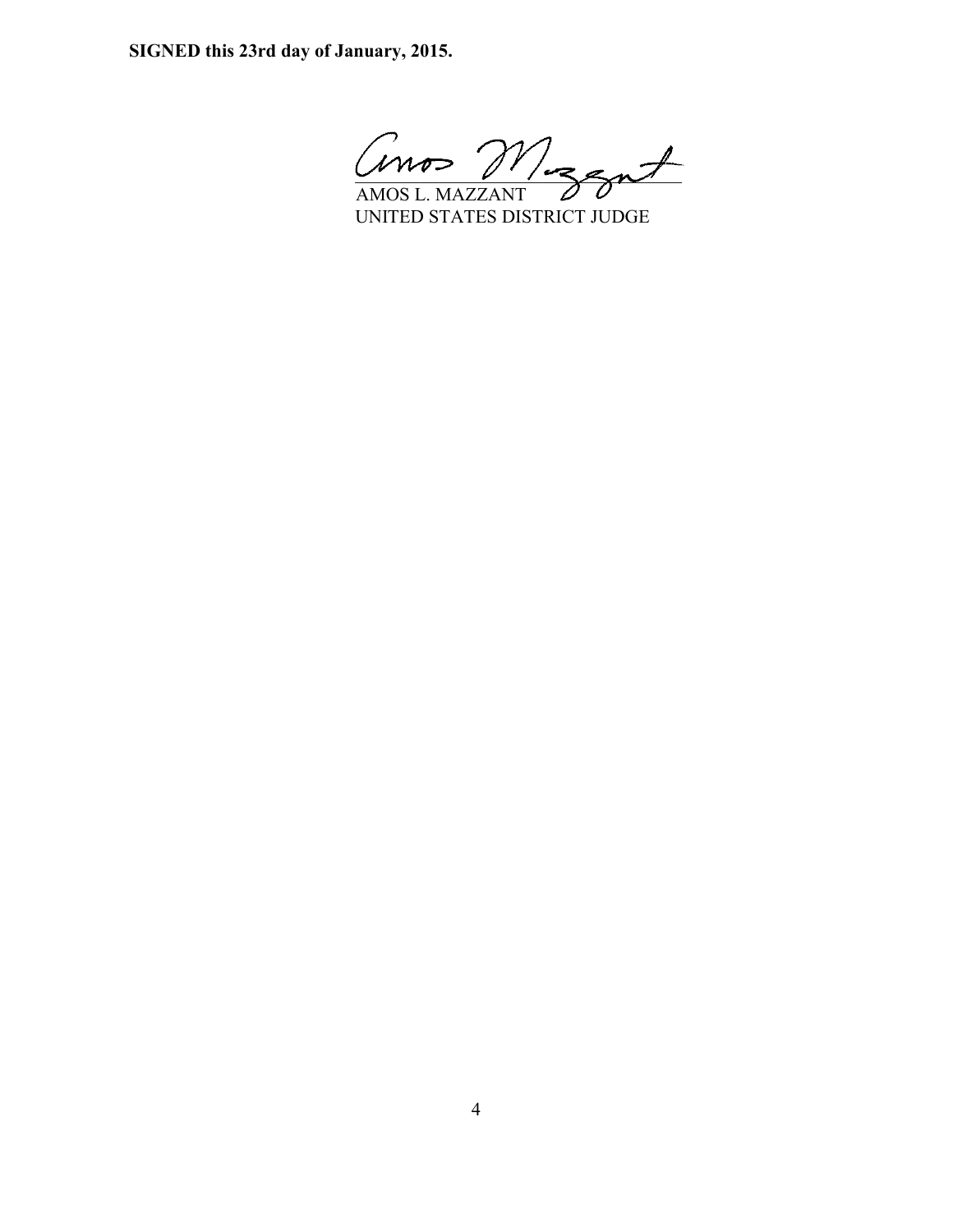**SIGNED this 23rd day of January, 2015.**

AMOS L. MAZZANT
UNITED STATES DISTRICT JUDGE